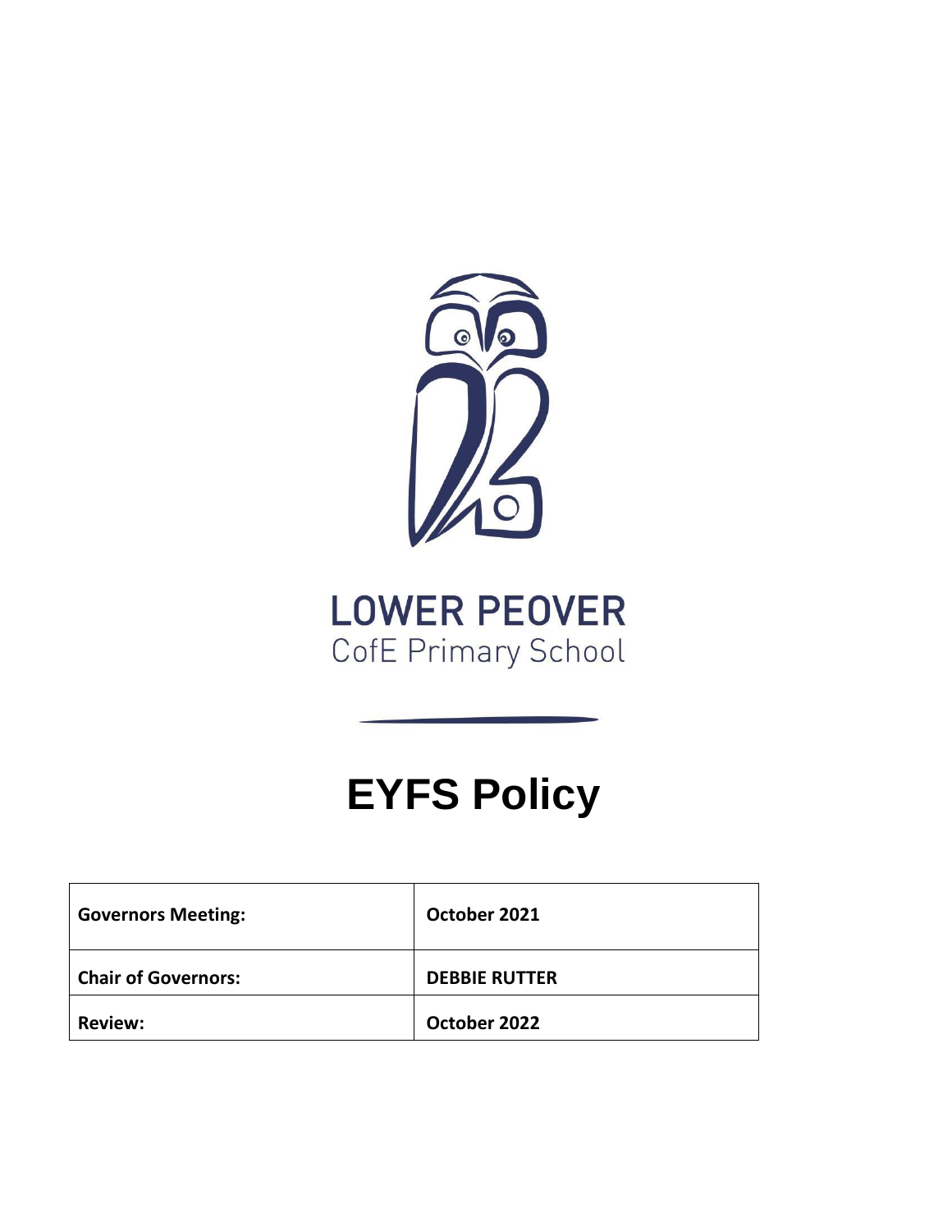LOWER PEOVER
CofE Primary School

# EYFS Policy

| Governors Meeting: | October 2021 |
|---|---|
| Chair of Governors: | DEBBIE RUTTER |
| Review: | October 2022 |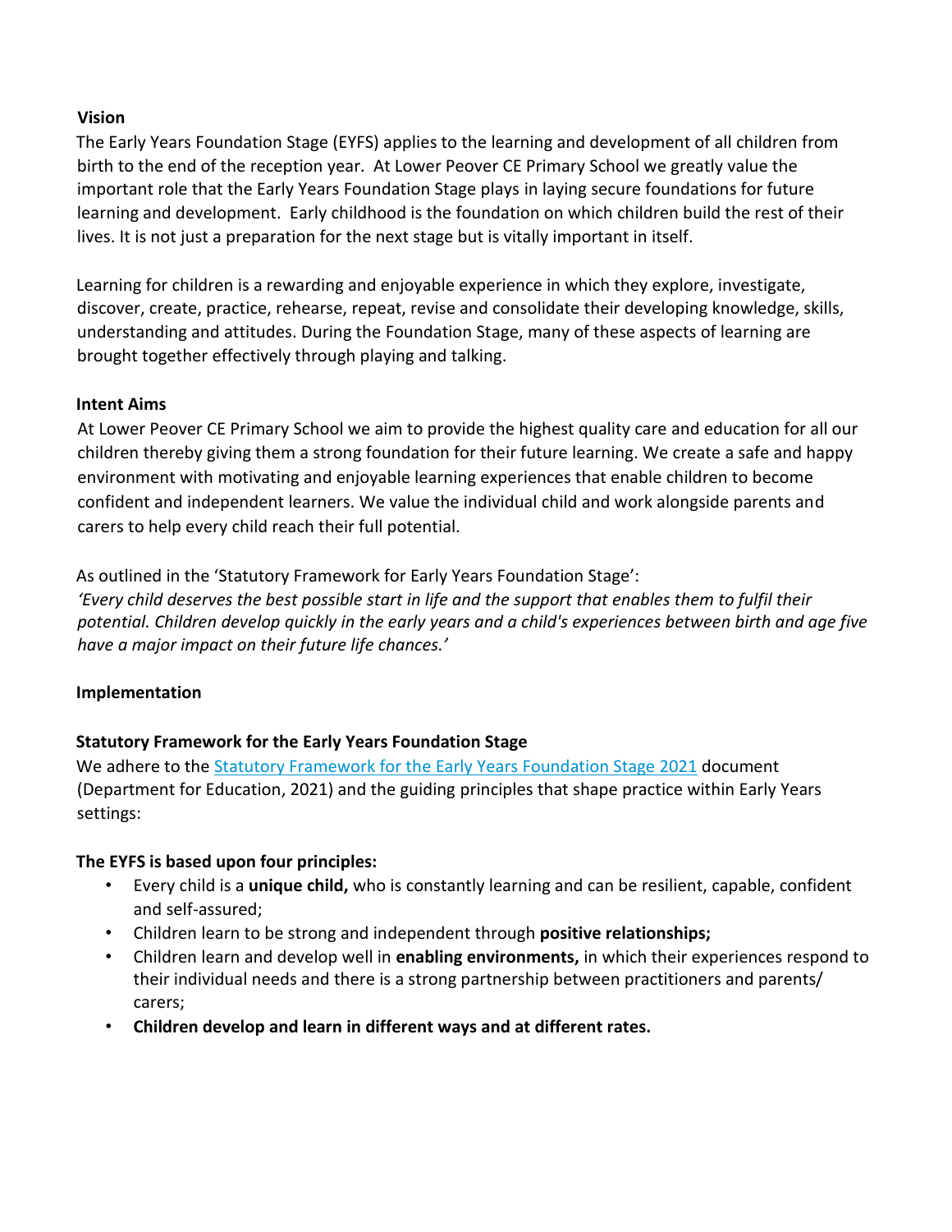**Vision**

The Early Years Foundation Stage (EYFS) applies to the learning and development of all children from birth to the end of the reception year. At Lower Peover CE Primary School we greatly value the important role that the Early Years Foundation Stage plays in laying secure foundations for future learning and development. Early childhood is the foundation on which children build the rest of their lives. It is not just a preparation for the next stage but is vitally important in itself.

Learning for children is a rewarding and enjoyable experience in which they explore, investigate, discover, create, practice, rehearse, repeat, revise and consolidate their developing knowledge, skills, understanding and attitudes. During the Foundation Stage, many of these aspects of learning are brought together effectively through playing and talking.

**Intent Aims**

At Lower Peover CE Primary School we aim to provide the highest quality care and education for all our children thereby giving them a strong foundation for their future learning. We create a safe and happy environment with motivating and enjoyable learning experiences that enable children to become confident and independent learners. We value the individual child and work alongside parents and carers to help every child reach their full potential.

As outlined in the 'Statutory Framework for Early Years Foundation Stage':

*'Every child deserves the best possible start in life and the support that enables them to fulfil their potential. Children develop quickly in the early years and a child's experiences between birth and age five have a major impact on their future life chances.'*

**Implementation**

**Statutory Framework for the Early Years Foundation Stage**

We adhere to the Statutory Framework for the Early Years Foundation Stage 2021 document (Department for Education, 2021) and the guiding principles that shape practice within Early Years settings:

**The EYFS is based upon four principles:**

- Every child is a **unique child,** who is constantly learning and can be resilient, capable, confident and self-assured;
- Children learn to be strong and independent through **positive relationships;**
- Children learn and develop well in **enabling environments,** in which their experiences respond to their individual needs and there is a strong partnership between practitioners and parents/ carers;
- **Children develop and learn in different ways and at different rates.**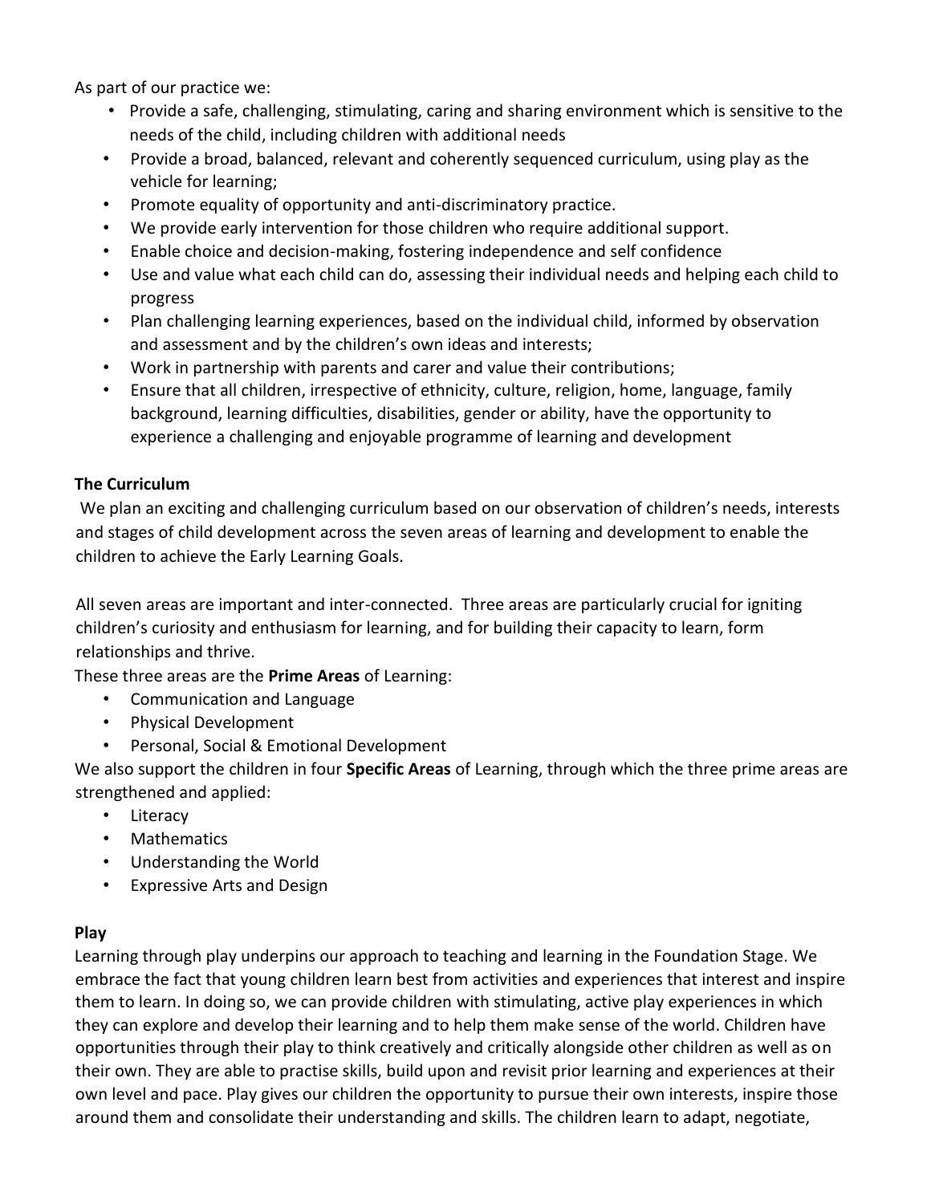As part of our practice we:

- Provide a safe, challenging, stimulating, caring and sharing environment which is sensitive to the needs of the child, including children with additional needs
- Provide a broad, balanced, relevant and coherently sequenced curriculum, using play as the vehicle for learning;
- Promote equality of opportunity and anti-discriminatory practice.
- We provide early intervention for those children who require additional support.
- Enable choice and decision-making, fostering independence and self confidence
- Use and value what each child can do, assessing their individual needs and helping each child to progress
- Plan challenging learning experiences, based on the individual child, informed by observation and assessment and by the children's own ideas and interests;
- Work in partnership with parents and carer and value their contributions;
- Ensure that all children, irrespective of ethnicity, culture, religion, home, language, family background, learning difficulties, disabilities, gender or ability, have the opportunity to experience a challenging and enjoyable programme of learning and development

**The Curriculum**

We plan an exciting and challenging curriculum based on our observation of children's needs, interests and stages of child development across the seven areas of learning and development to enable the children to achieve the Early Learning Goals.

All seven areas are important and inter-connected. Three areas are particularly crucial for igniting children's curiosity and enthusiasm for learning, and for building their capacity to learn, form relationships and thrive.

These three areas are the **Prime Areas** of Learning:

- Communication and Language
- Physical Development
- Personal, Social & Emotional Development

We also support the children in four **Specific Areas** of Learning, through which the three prime areas are strengthened and applied:

- Literacy
- Mathematics
- Understanding the World
- Expressive Arts and Design

**Play**

Learning through play underpins our approach to teaching and learning in the Foundation Stage. We embrace the fact that young children learn best from activities and experiences that interest and inspire them to learn. In doing so, we can provide children with stimulating, active play experiences in which they can explore and develop their learning and to help them make sense of the world. Children have opportunities through their play to think creatively and critically alongside other children as well as on their own. They are able to practise skills, build upon and revisit prior learning and experiences at their own level and pace. Play gives our children the opportunity to pursue their own interests, inspire those around them and consolidate their understanding and skills. The children learn to adapt, negotiate,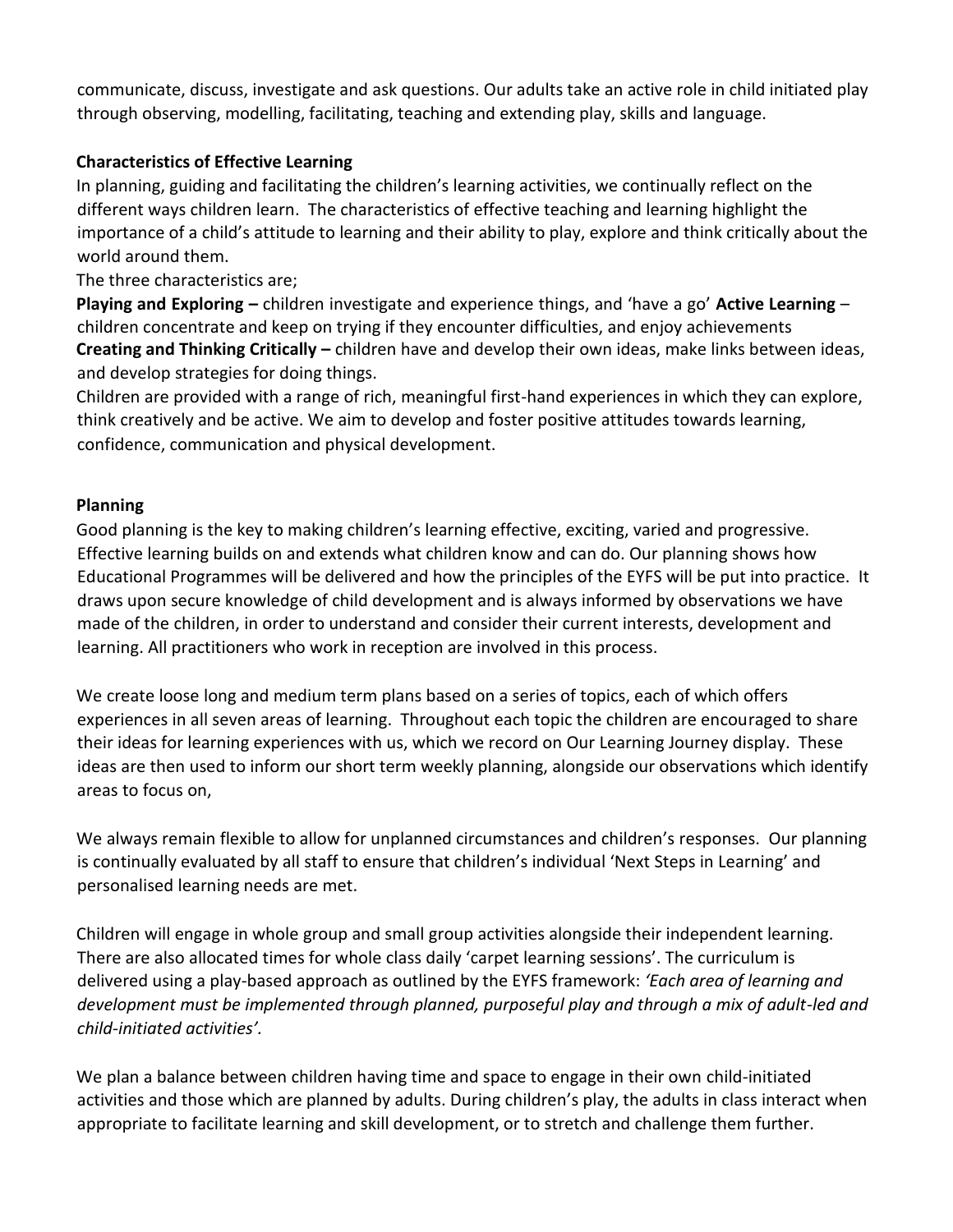communicate, discuss, investigate and ask questions. Our adults take an active role in child initiated play through observing, modelling, facilitating, teaching and extending play, skills and language.

**Characteristics of Effective Learning**

In planning, guiding and facilitating the children's learning activities, we continually reflect on the different ways children learn. The characteristics of effective teaching and learning highlight the importance of a child's attitude to learning and their ability to play, explore and think critically about the world around them.

The three characteristics are;

**Playing and Exploring –** children investigate and experience things, and 'have a go' **Active Learning** – children concentrate and keep on trying if they encounter difficulties, and enjoy achievements
**Creating and Thinking Critically –** children have and develop their own ideas, make links between ideas, and develop strategies for doing things.

Children are provided with a range of rich, meaningful first-hand experiences in which they can explore, think creatively and be active. We aim to develop and foster positive attitudes towards learning, confidence, communication and physical development.

**Planning**

Good planning is the key to making children's learning effective, exciting, varied and progressive. Effective learning builds on and extends what children know and can do. Our planning shows how Educational Programmes will be delivered and how the principles of the EYFS will be put into practice. It draws upon secure knowledge of child development and is always informed by observations we have made of the children, in order to understand and consider their current interests, development and learning. All practitioners who work in reception are involved in this process.

We create loose long and medium term plans based on a series of topics, each of which offers experiences in all seven areas of learning. Throughout each topic the children are encouraged to share their ideas for learning experiences with us, which we record on Our Learning Journey display. These ideas are then used to inform our short term weekly planning, alongside our observations which identify areas to focus on,

We always remain flexible to allow for unplanned circumstances and children's responses. Our planning is continually evaluated by all staff to ensure that children's individual 'Next Steps in Learning' and personalised learning needs are met.

Children will engage in whole group and small group activities alongside their independent learning. There are also allocated times for whole class daily 'carpet learning sessions'. The curriculum is delivered using a play-based approach as outlined by the EYFS framework: *'Each area of learning and development must be implemented through planned, purposeful play and through a mix of adult-led and child-initiated activities'.*

We plan a balance between children having time and space to engage in their own child-initiated activities and those which are planned by adults. During children's play, the adults in class interact when appropriate to facilitate learning and skill development, or to stretch and challenge them further.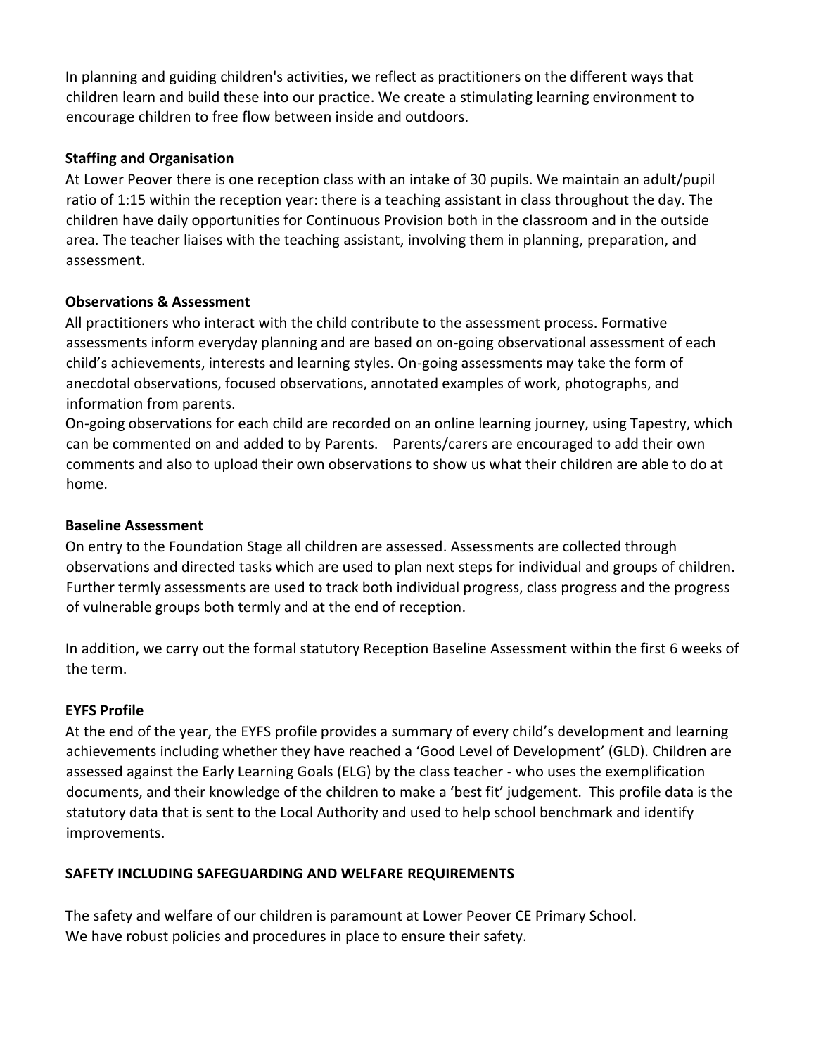In planning and guiding children's activities, we reflect as practitioners on the different ways that children learn and build these into our practice. We create a stimulating learning environment to encourage children to free flow between inside and outdoors.

### Staffing and Organisation

At Lower Peover there is one reception class with an intake of 30 pupils. We maintain an adult/pupil ratio of 1:15 within the reception year: there is a teaching assistant in class throughout the day. The children have daily opportunities for Continuous Provision both in the classroom and in the outside area. The teacher liaises with the teaching assistant, involving them in planning, preparation, and assessment.

### Observations & Assessment

All practitioners who interact with the child contribute to the assessment process. Formative assessments inform everyday planning and are based on on-going observational assessment of each child's achievements, interests and learning styles. On-going assessments may take the form of anecdotal observations, focused observations, annotated examples of work, photographs, and information from parents.

On-going observations for each child are recorded on an online learning journey, using Tapestry, which can be commented on and added to by Parents. Parents/carers are encouraged to add their own comments and also to upload their own observations to show us what their children are able to do at home.

### Baseline Assessment

On entry to the Foundation Stage all children are assessed. Assessments are collected through observations and directed tasks which are used to plan next steps for individual and groups of children. Further termly assessments are used to track both individual progress, class progress and the progress of vulnerable groups both termly and at the end of reception.

In addition, we carry out the formal statutory Reception Baseline Assessment within the first 6 weeks of the term.

### EYFS Profile

At the end of the year, the EYFS profile provides a summary of every child's development and learning achievements including whether they have reached a 'Good Level of Development' (GLD). Children are assessed against the Early Learning Goals (ELG) by the class teacher - who uses the exemplification documents, and their knowledge of the children to make a 'best fit' judgement. This profile data is the statutory data that is sent to the Local Authority and used to help school benchmark and identify improvements.

## SAFETY INCLUDING SAFEGUARDING AND WELFARE REQUIREMENTS

The safety and welfare of our children is paramount at Lower Peover CE Primary School.
We have robust policies and procedures in place to ensure their safety.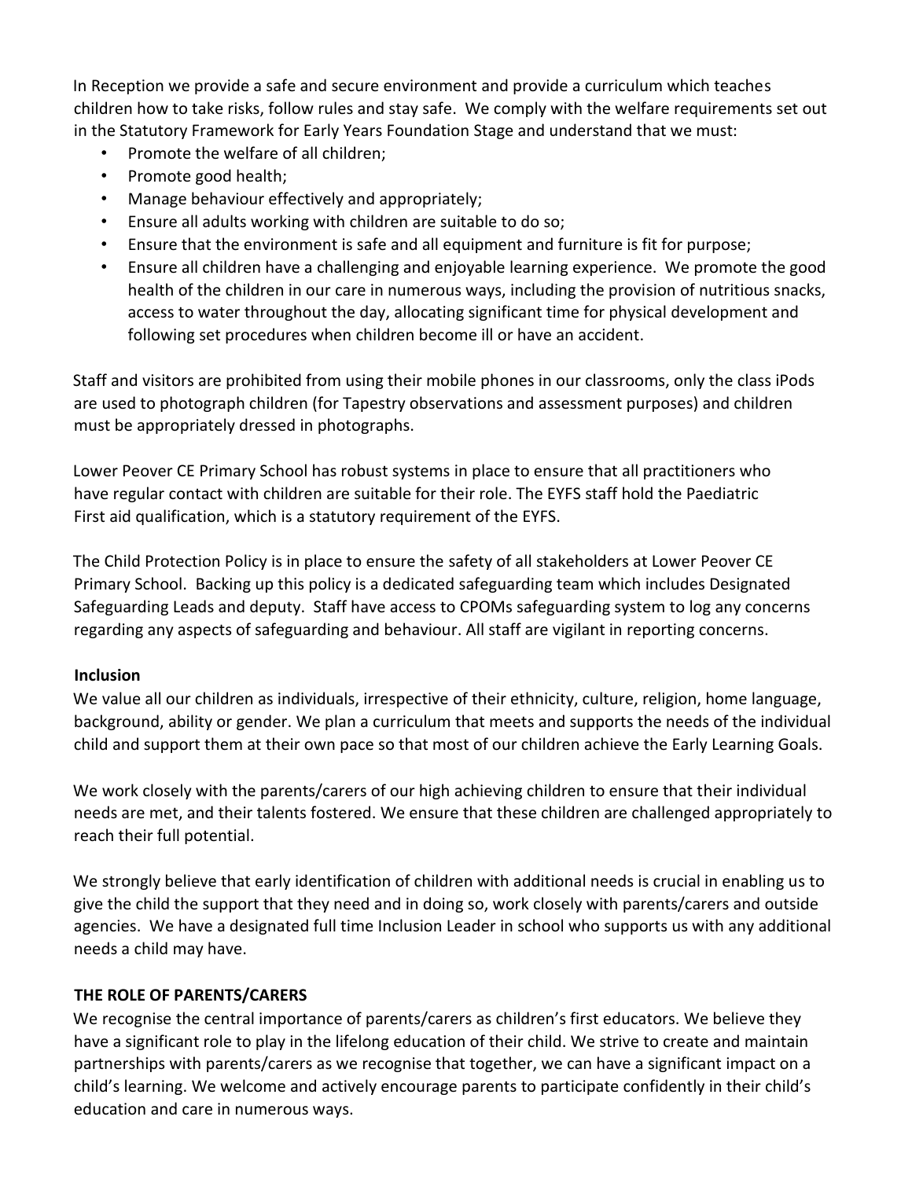In Reception we provide a safe and secure environment and provide a curriculum which teaches children how to take risks, follow rules and stay safe. We comply with the welfare requirements set out in the Statutory Framework for Early Years Foundation Stage and understand that we must:

- Promote the welfare of all children;
- Promote good health;
- Manage behaviour effectively and appropriately;
- Ensure all adults working with children are suitable to do so;
- Ensure that the environment is safe and all equipment and furniture is fit for purpose;
- Ensure all children have a challenging and enjoyable learning experience. We promote the good health of the children in our care in numerous ways, including the provision of nutritious snacks, access to water throughout the day, allocating significant time for physical development and following set procedures when children become ill or have an accident.

Staff and visitors are prohibited from using their mobile phones in our classrooms, only the class iPods are used to photograph children (for Tapestry observations and assessment purposes) and children must be appropriately dressed in photographs.

Lower Peover CE Primary School has robust systems in place to ensure that all practitioners who have regular contact with children are suitable for their role. The EYFS staff hold the Paediatric First aid qualification, which is a statutory requirement of the EYFS.

The Child Protection Policy is in place to ensure the safety of all stakeholders at Lower Peover CE Primary School. Backing up this policy is a dedicated safeguarding team which includes Designated Safeguarding Leads and deputy. Staff have access to CPOMs safeguarding system to log any concerns regarding any aspects of safeguarding and behaviour. All staff are vigilant in reporting concerns.

**Inclusion**

We value all our children as individuals, irrespective of their ethnicity, culture, religion, home language, background, ability or gender. We plan a curriculum that meets and supports the needs of the individual child and support them at their own pace so that most of our children achieve the Early Learning Goals.

We work closely with the parents/carers of our high achieving children to ensure that their individual needs are met, and their talents fostered. We ensure that these children are challenged appropriately to reach their full potential.

We strongly believe that early identification of children with additional needs is crucial in enabling us to give the child the support that they need and in doing so, work closely with parents/carers and outside agencies. We have a designated full time Inclusion Leader in school who supports us with any additional needs a child may have.

**THE ROLE OF PARENTS/CARERS**

We recognise the central importance of parents/carers as children's first educators. We believe they have a significant role to play in the lifelong education of their child. We strive to create and maintain partnerships with parents/carers as we recognise that together, we can have a significant impact on a child's learning. We welcome and actively encourage parents to participate confidently in their child's education and care in numerous ways.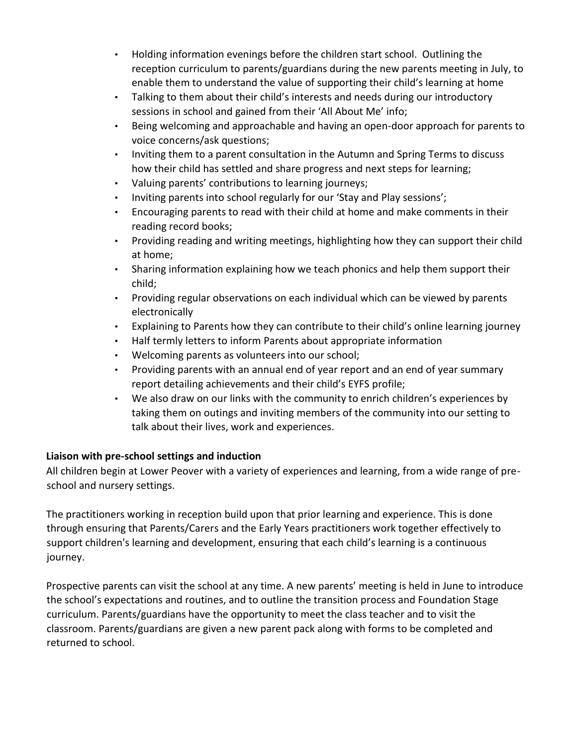- Holding information evenings before the children start school. Outlining the reception curriculum to parents/guardians during the new parents meeting in July, to enable them to understand the value of supporting their child's learning at home
- Talking to them about their child's interests and needs during our introductory sessions in school and gained from their 'All About Me' info;
- Being welcoming and approachable and having an open-door approach for parents to voice concerns/ask questions;
- Inviting them to a parent consultation in the Autumn and Spring Terms to discuss how their child has settled and share progress and next steps for learning;
- Valuing parents' contributions to learning journeys;
- Inviting parents into school regularly for our 'Stay and Play sessions';
- Encouraging parents to read with their child at home and make comments in their reading record books;
- Providing reading and writing meetings, highlighting how they can support their child at home;
- Sharing information explaining how we teach phonics and help them support their child;
- Providing regular observations on each individual which can be viewed by parents electronically
- Explaining to Parents how they can contribute to their child's online learning journey
- Half termly letters to inform Parents about appropriate information
- Welcoming parents as volunteers into our school;
- Providing parents with an annual end of year report and an end of year summary report detailing achievements and their child's EYFS profile;
- We also draw on our links with the community to enrich children's experiences by taking them on outings and inviting members of the community into our setting to talk about their lives, work and experiences.

**Liaison with pre-school settings and induction**

All children begin at Lower Peover with a variety of experiences and learning, from a wide range of pre-school and nursery settings.

The practitioners working in reception build upon that prior learning and experience. This is done through ensuring that Parents/Carers and the Early Years practitioners work together effectively to support children's learning and development, ensuring that each child's learning is a continuous journey.

Prospective parents can visit the school at any time. A new parents' meeting is held in June to introduce the school's expectations and routines, and to outline the transition process and Foundation Stage curriculum. Parents/guardians have the opportunity to meet the class teacher and to visit the classroom. Parents/guardians are given a new parent pack along with forms to be completed and returned to school.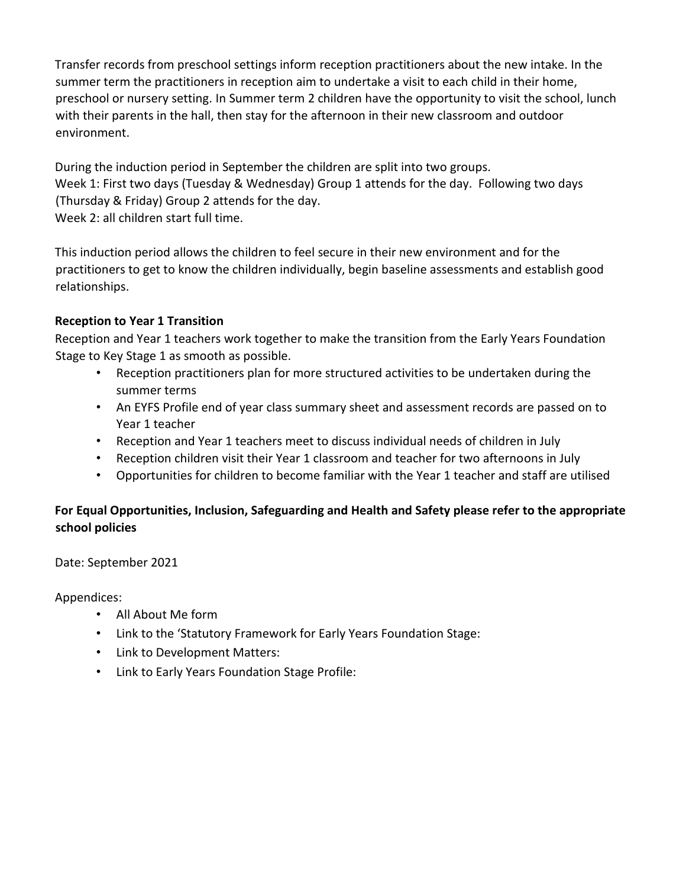Transfer records from preschool settings inform reception practitioners about the new intake. In the summer term the practitioners in reception aim to undertake a visit to each child in their home, preschool or nursery setting. In Summer term 2 children have the opportunity to visit the school, lunch with their parents in the hall, then stay for the afternoon in their new classroom and outdoor environment.

During the induction period in September the children are split into two groups.
Week 1: First two days (Tuesday & Wednesday) Group 1 attends for the day. Following two days (Thursday & Friday) Group 2 attends for the day.
Week 2: all children start full time.

This induction period allows the children to feel secure in their new environment and for the practitioners to get to know the children individually, begin baseline assessments and establish good relationships.

**Reception to Year 1 Transition**

Reception and Year 1 teachers work together to make the transition from the Early Years Foundation Stage to Key Stage 1 as smooth as possible.

- Reception practitioners plan for more structured activities to be undertaken during the summer terms
- An EYFS Profile end of year class summary sheet and assessment records are passed on to Year 1 teacher
- Reception and Year 1 teachers meet to discuss individual needs of children in July
- Reception children visit their Year 1 classroom and teacher for two afternoons in July
- Opportunities for children to become familiar with the Year 1 teacher and staff are utilised

**For Equal Opportunities, Inclusion, Safeguarding and Health and Safety please refer to the appropriate school policies**

Date: September 2021

Appendices:

- All About Me form
- Link to the 'Statutory Framework for Early Years Foundation Stage:
- Link to Development Matters:
- Link to Early Years Foundation Stage Profile: